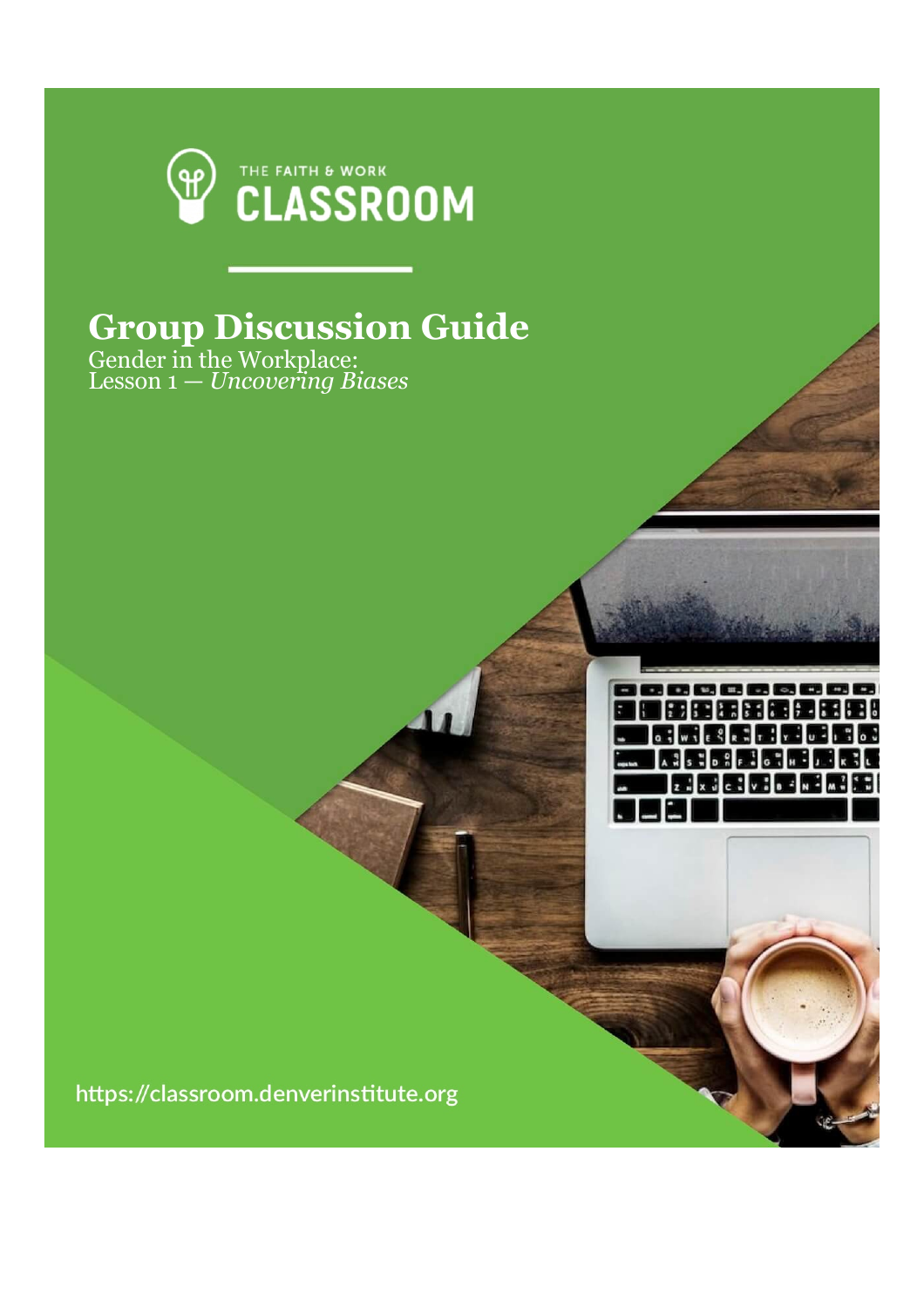THE FAITH & WORK

CLASSROOM

# Group Discussion Guide

Gender in the Workplace:
Lesson 1 — *Uncovering Biases*

https://classroom.denverinstitute.org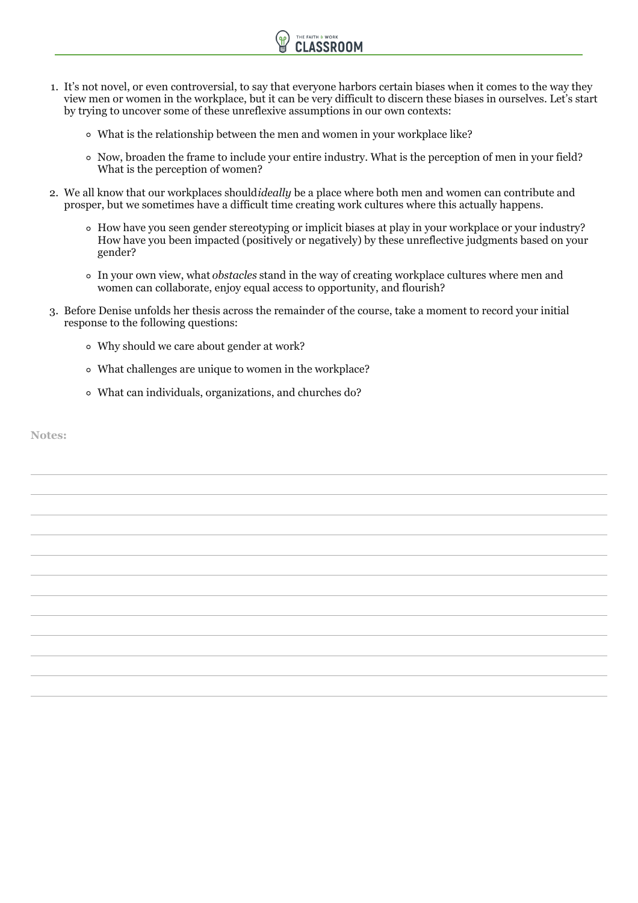1. It's not novel, or even controversial, to say that everyone harbors certain biases when it comes to the way they view men or women in the workplace, but it can be very difficult to discern these biases in ourselves. Let's start by trying to uncover some of these unreflexive assumptions in our own contexts:

    - What is the relationship between the men and women in your workplace like?
    - Now, broaden the frame to include your entire industry. What is the perception of men in your field? What is the perception of women?

2. We all know that our workplaces should *ideally* be a place where both men and women can contribute and prosper, but we sometimes have a difficult time creating work cultures where this actually happens.

    - How have you seen gender stereotyping or implicit biases at play in your workplace or your industry? How have you been impacted (positively or negatively) by these unreflective judgments based on your gender?
    - In your own view, what *obstacles* stand in the way of creating workplace cultures where men and women can collaborate, enjoy equal access to opportunity, and flourish?

3. Before Denise unfolds her thesis across the remainder of the course, take a moment to record your initial response to the following questions:

    - Why should we care about gender at work?
    - What challenges are unique to women in the workplace?
    - What can individuals, organizations, and churches do?

**Notes:**